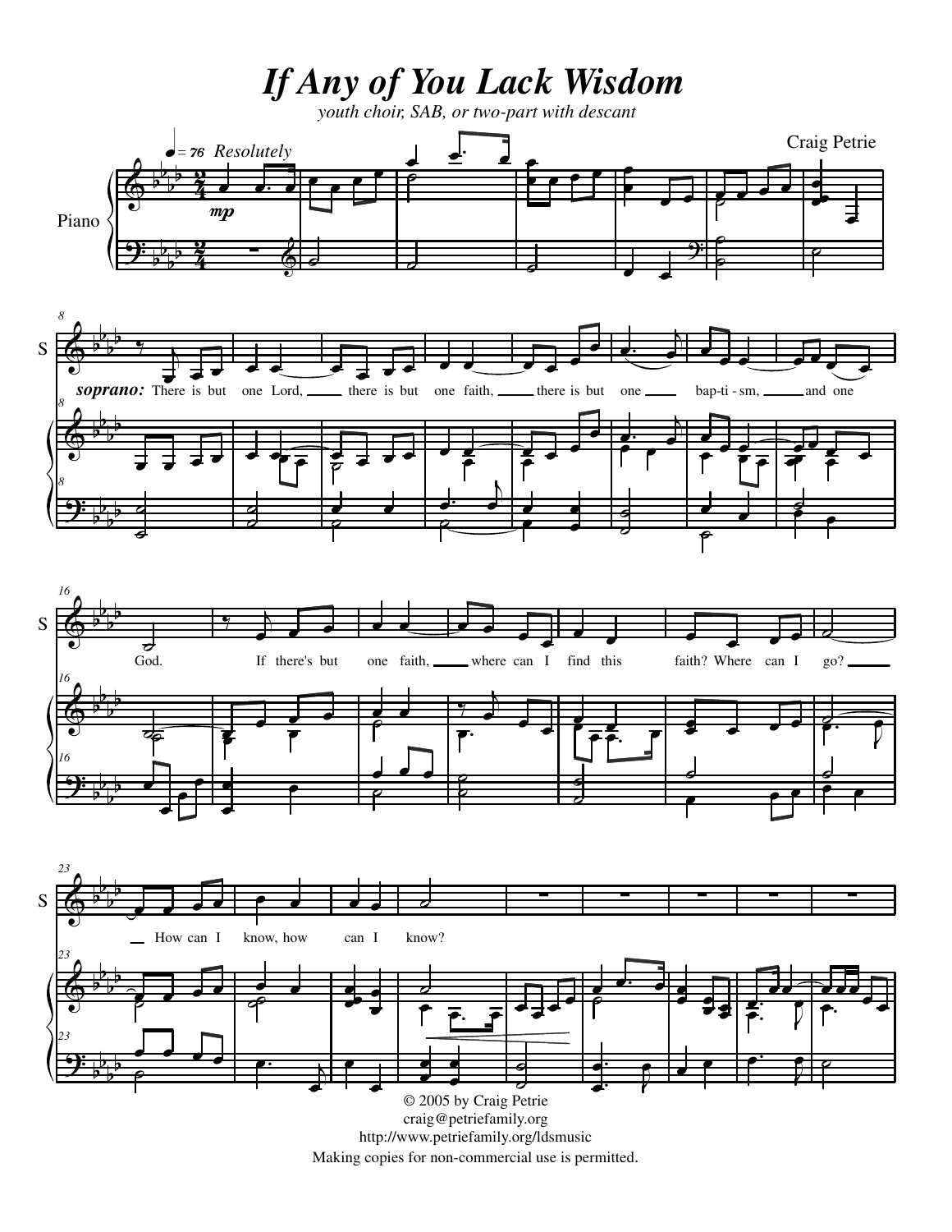# *If Any of You Lack Wisdom*

*youth choir, SAB, or two-part with descant*

Craig Petrie

♩ = 76 *Resolutely*

**soprano:** There is but one Lord, there is but one faith, there is but one bap-ti-sm, and one God.

If there's but one faith, where can I find this faith? Where can I go? How can I know, how can I know?

© 2005 by Craig Petrie
craig@petriefamily.org
http://www.petriefamily.org/ldsmusic
Making copies for non-commercial use is permitted.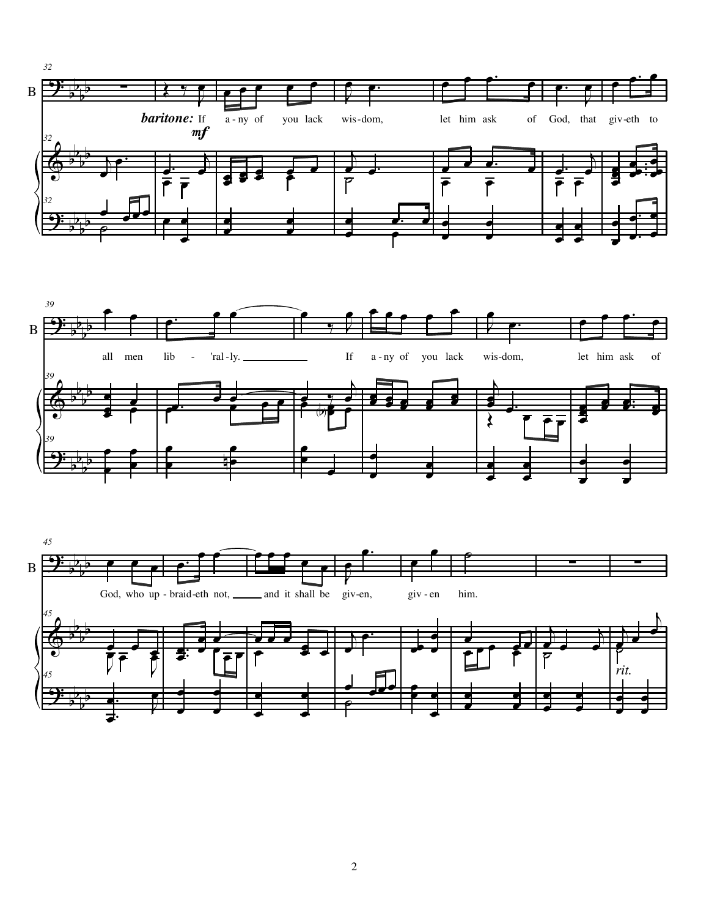baritone: *mf*

If a-ny of you lack wis-dom, let him ask of God, that giv-eth to all men lib - 'ral-ly. If a-ny of you lack wis-dom, let him ask of God, who up-braid-eth not, and it shall be giv-en, giv-en him.

*rit.*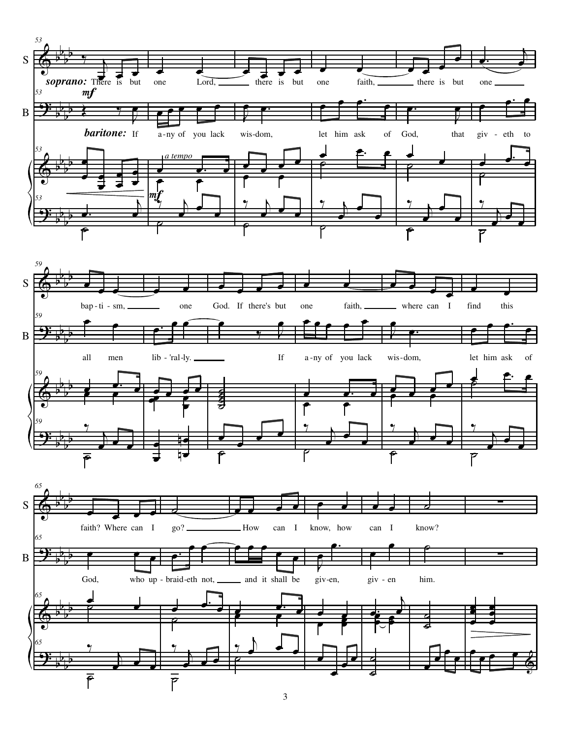**soprano:** There is but one Lord, there is but one faith, there is but one bap - ti - sm, one God. If there's but one faith, where can I find this faith? Where can I go? How can I know, how can I know?

**baritone:** If a - ny of you lack wis - dom, let him ask of God, that giv - eth to all men lib - 'ral - ly. If a - ny of you lack wis - dom, let him ask of God, who up - braid - eth not, and it shall be giv - en, giv - en him.

*a tempo*

*mf*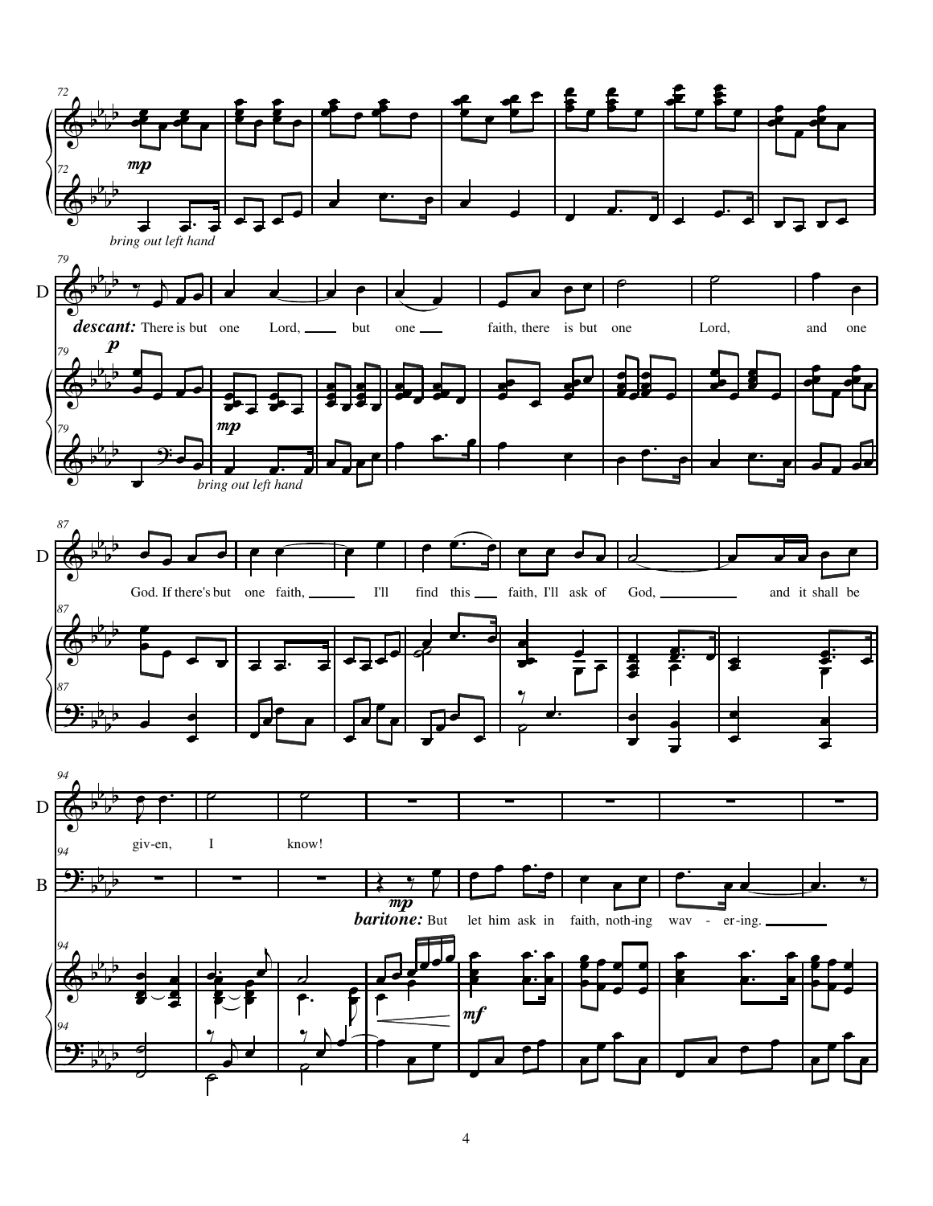*mp*

*bring out left hand*

**descant:** There is but one Lord, but one faith, there is but one Lord, and one God. If there's but one faith, I'll find this faith, I'll ask of God, and it shall be giv-en, I know!

*p*

*mp*

*bring out left hand*

**baritone:** But let him ask in faith, noth-ing wav - er-ing.

*mp*

*mf*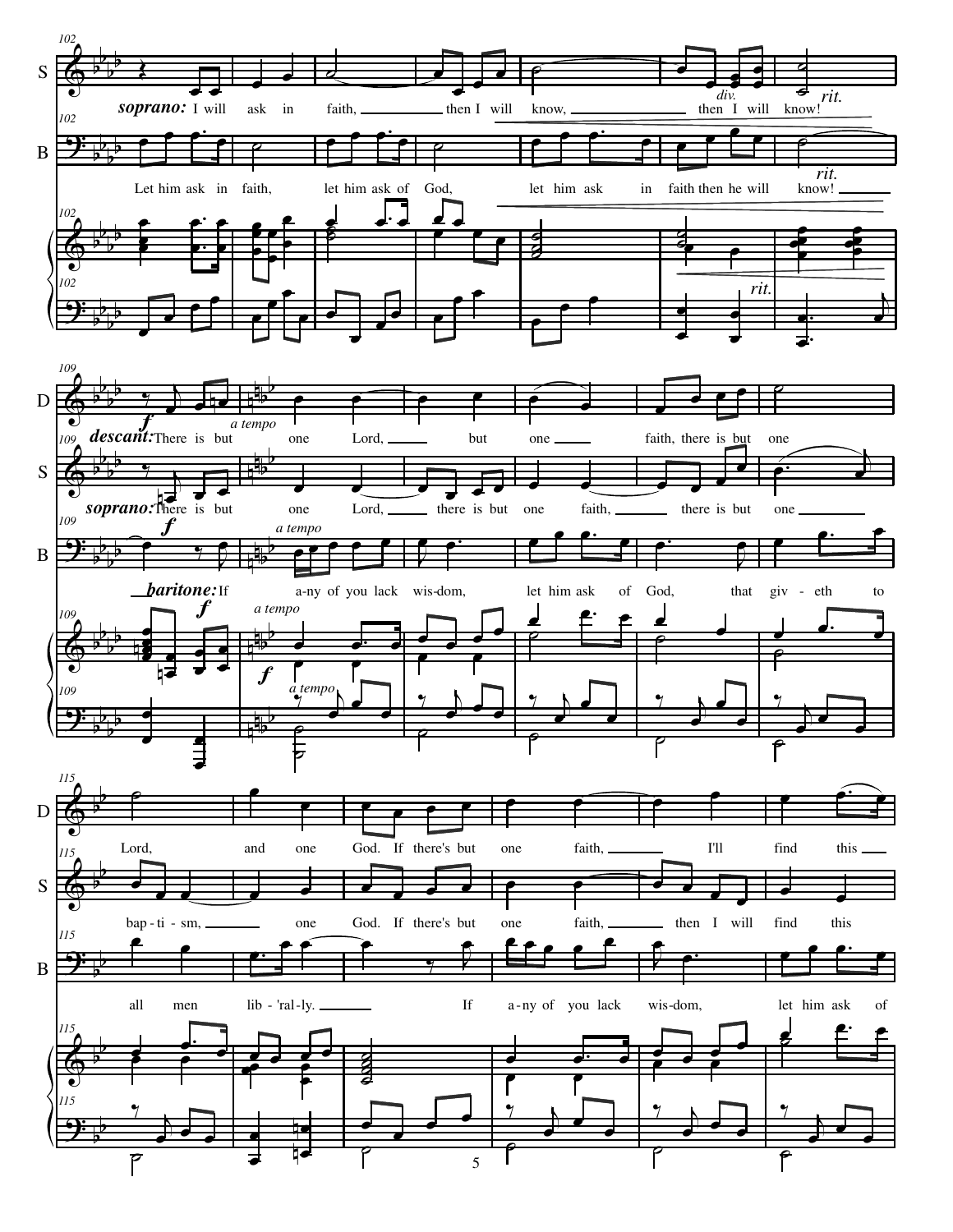**soprano:** I will ask in faith, then I will know, then I will know! *rit.*

*div.*

Let him ask in faith, let him ask of God, let him ask in faith then he will know! *rit.*

**descant:** There is but one Lord, but one faith, there is but one Lord, and one God. If there's but one faith, I'll find this

**soprano:** There is but one Lord, there is but one faith, there is but one bap - ti - sm, one God. If there's but one faith, then I will find this

**baritone:** If a-ny of you lack wis-dom, let him ask of God, that giv - eth to all men lib - 'ral-ly. If a-ny of you lack wis-dom, let him ask of

*f* *a tempo*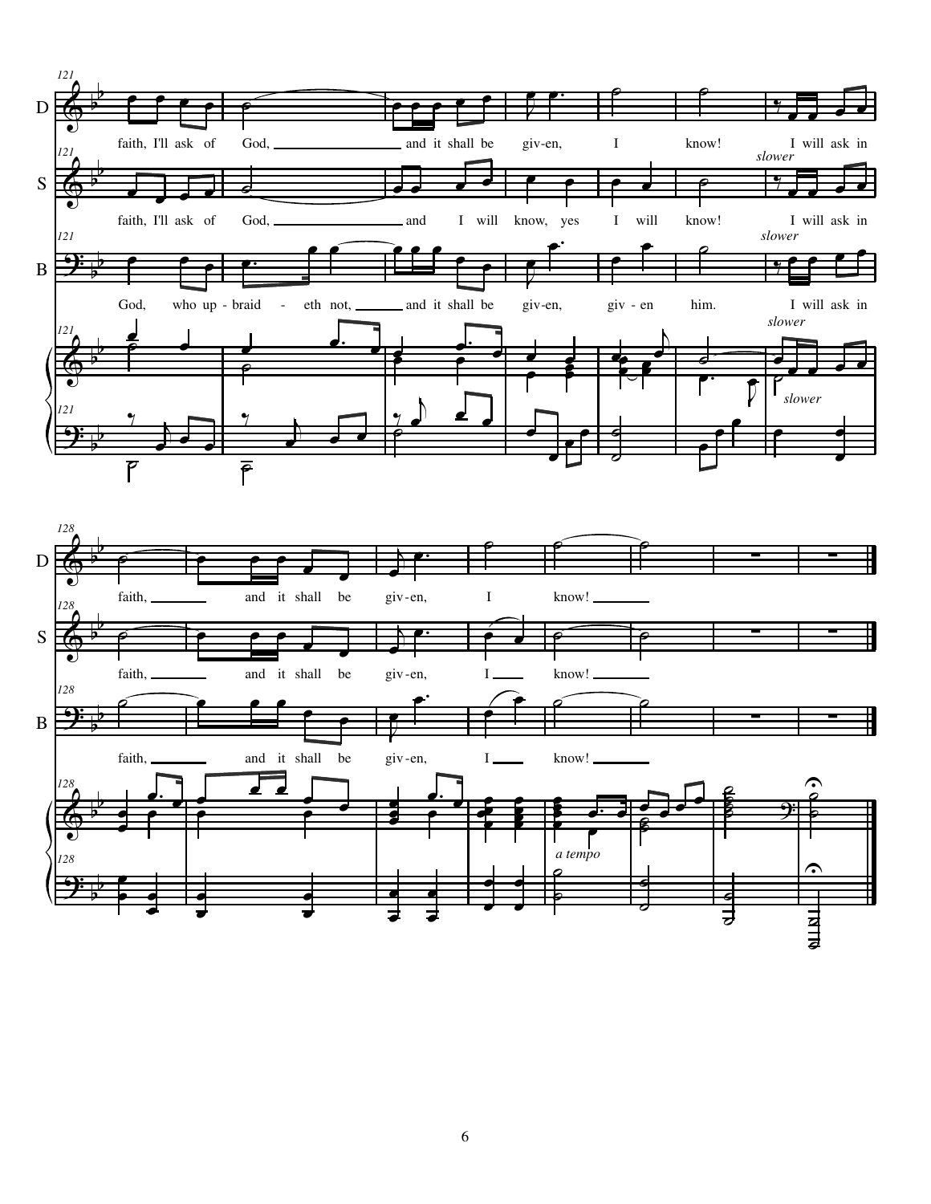121

D: faith, I'll ask of God, and it shall be giv-en, I know! I will ask in

*slower*

S: faith, I'll ask of God, and I will know, yes I will know! I will ask in

*slower*

B: God, who up-braid - eth not, and it shall be giv-en, giv - en him. I will ask in

*slower*

*slower*

128

D: faith, and it shall be giv-en, I know!

S: faith, and it shall be giv-en, I know!

B: faith, and it shall be giv-en, I know!

*a tempo*